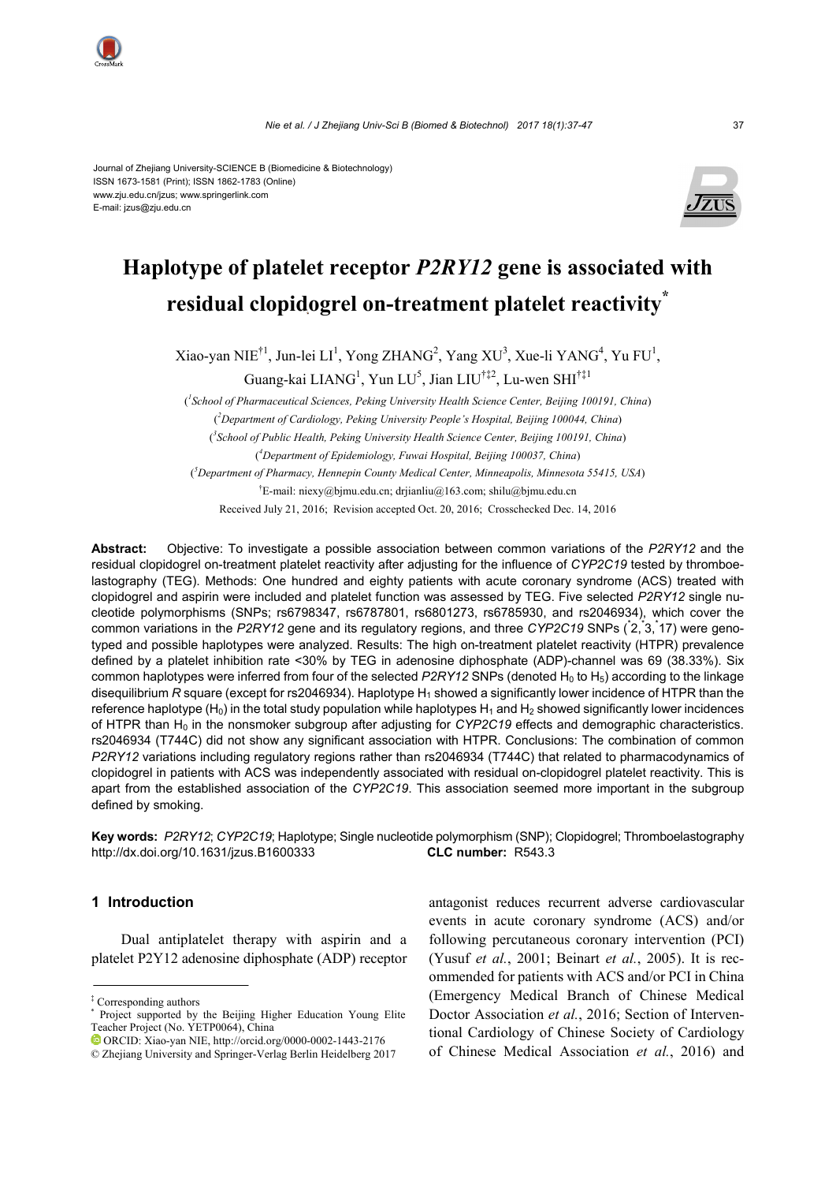Journal of Zhejiang University-SCIENCE B (Biomedicine & Biotechnology)
ISSN 1673-1581 (Print); ISSN 1862-1783 (Online)
www.zju.edu.cn/jzus; www.springerlink.com
E-mail: jzus@zju.edu.cn

# Haplotype of platelet receptor *P2RY12* gene is associated with residual clopidogrel on-treatment platelet reactivity*

Xiao-yan NIE[†1], Jun-lei LI[1], Yong ZHANG[2], Yang XU[3], Xue-li YANG[4], Yu FU[1], Guang-kai LIANG[1], Yun LU[5], Jian LIU[†‡2], Lu-wen SHI[†‡1]

([1]*School of Pharmaceutical Sciences, Peking University Health Science Center, Beijing 100191, China*)

([2]*Department of Cardiology, Peking University People's Hospital, Beijing 100044, China*)

([3]*School of Public Health, Peking University Health Science Center, Beijing 100191, China*)

([4]*Department of Epidemiology, Fuwai Hospital, Beijing 100037, China*)

([5]*Department of Pharmacy, Hennepin County Medical Center, Minneapolis, Minnesota 55415, USA*)

[†]E-mail: niexy@bjmu.edu.cn; drjianliu@163.com; shilu@bjmu.edu.cn

Received July 21, 2016; Revision accepted Oct. 20, 2016; Crosschecked Dec. 14, 2016

**Abstract:** Objective: To investigate a possible association between common variations of the *P2RY12* and the residual clopidogrel on-treatment platelet reactivity after adjusting for the influence of *CYP2C19* tested by thromboelastography (TEG). Methods: One hundred and eighty patients with acute coronary syndrome (ACS) treated with clopidogrel and aspirin were included and platelet function was assessed by TEG. Five selected *P2RY12* single nucleotide polymorphisms (SNPs; rs6798347, rs6787801, rs6801273, rs6785930, and rs2046934), which cover the common variations in the *P2RY12* gene and its regulatory regions, and three *CYP2C19* SNPs (*2, *3, *17) were genotyped and possible haplotypes were analyzed. Results: The high on-treatment platelet reactivity (HTPR) prevalence defined by a platelet inhibition rate <30% by TEG in adenosine diphosphate (ADP)-channel was 69 (38.33%). Six common haplotypes were inferred from four of the selected *P2RY12* SNPs (denoted $H_0$ to $H_5$) according to the linkage disequilibrium *R* square (except for rs2046934). Haplotype $H_1$ showed a significantly lower incidence of HTPR than the reference haplotype ($H_0$) in the total study population while haplotypes $H_1$ and $H_2$ showed significantly lower incidences of HTPR than $H_0$ in the nonsmoker subgroup after adjusting for *CYP2C19* effects and demographic characteristics. rs2046934 (T744C) did not show any significant association with HTPR. Conclusions: The combination of common *P2RY12* variations including regulatory regions rather than rs2046934 (T744C) that related to pharmacodynamics of clopidogrel in patients with ACS was independently associated with residual on-clopidogrel platelet reactivity. This is apart from the established association of the *CYP2C19*. This association seemed more important in the subgroup defined by smoking.

**Key words:** *P2RY12*; *CYP2C19*; Haplotype; Single nucleotide polymorphism (SNP); Clopidogrel; Thromboelastography
http://dx.doi.org/10.1631/jzus.B1600333 **CLC number:** R543.3

## 1 Introduction

Dual antiplatelet therapy with aspirin and a platelet P2Y12 adenosine diphosphate (ADP) receptor antagonist reduces recurrent adverse cardiovascular events in acute coronary syndrome (ACS) and/or following percutaneous coronary intervention (PCI) (Yusuf *et al.*, 2001; Beinart *et al.*, 2005). It is recommended for patients with ACS and/or PCI in China (Emergency Medical Branch of Chinese Medical Doctor Association *et al.*, 2016; Section of Interventional Cardiology of Chinese Society of Cardiology of Chinese Medical Association *et al.*, 2016) and

‡ Corresponding authors

\* Project supported by the Beijing Higher Education Young Elite Teacher Project (No. YETP0064), China

ORCID: Xiao-yan NIE, http://orcid.org/0000-0002-1443-2176

© Zhejiang University and Springer-Verlag Berlin Heidelberg 2017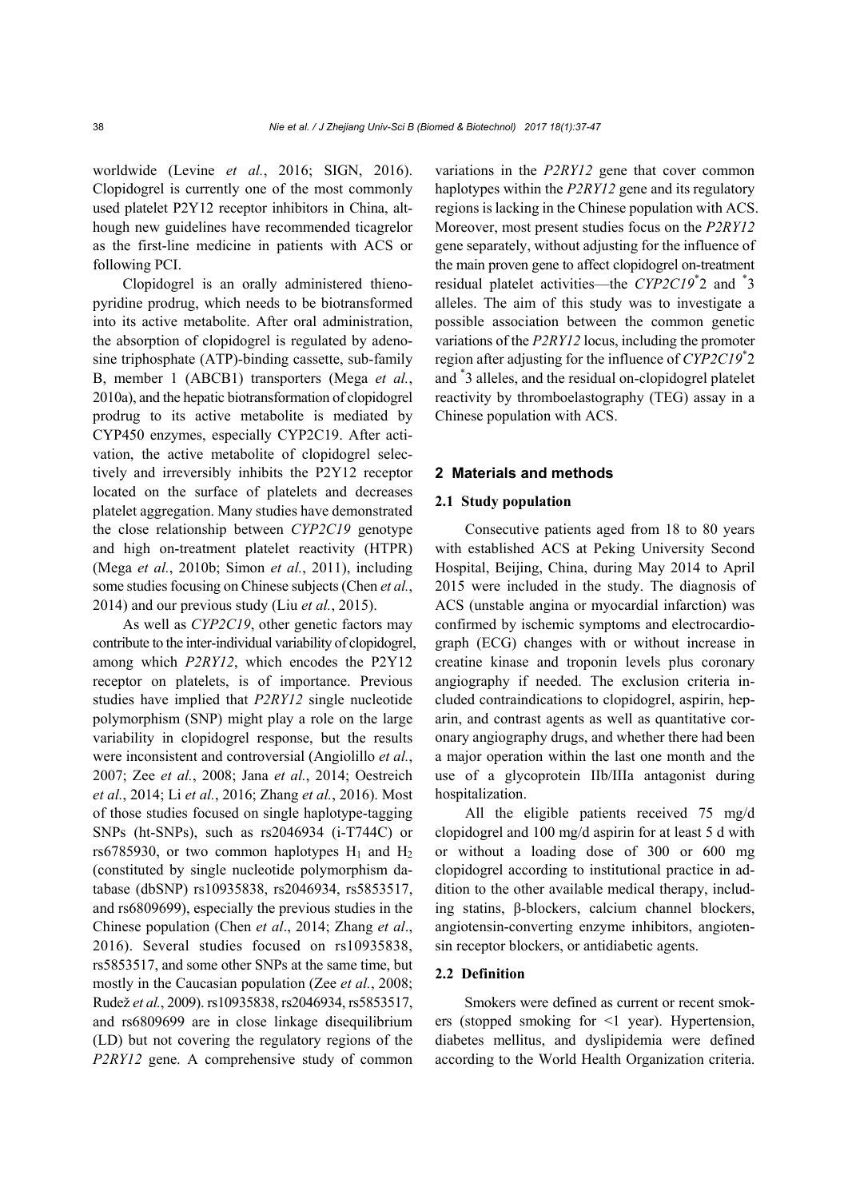worldwide (Levine *et al.*, 2016; SIGN, 2016). Clopidogrel is currently one of the most commonly used platelet P2Y12 receptor inhibitors in China, although new guidelines have recommended ticagrelor as the first-line medicine in patients with ACS or following PCI.

Clopidogrel is an orally administered thienopyridine prodrug, which needs to be biotransformed into its active metabolite. After oral administration, the absorption of clopidogrel is regulated by adenosine triphosphate (ATP)-binding cassette, sub-family B, member 1 (ABCB1) transporters (Mega *et al.*, 2010a), and the hepatic biotransformation of clopidogrel prodrug to its active metabolite is mediated by CYP450 enzymes, especially CYP2C19. After activation, the active metabolite of clopidogrel selectively and irreversibly inhibits the P2Y12 receptor located on the surface of platelets and decreases platelet aggregation. Many studies have demonstrated the close relationship between *CYP2C19* genotype and high on-treatment platelet reactivity (HTPR) (Mega *et al.*, 2010b; Simon *et al.*, 2011), including some studies focusing on Chinese subjects (Chen *et al.*, 2014) and our previous study (Liu *et al.*, 2015).

As well as *CYP2C19*, other genetic factors may contribute to the inter-individual variability of clopidogrel, among which *P2RY12*, which encodes the P2Y12 receptor on platelets, is of importance. Previous studies have implied that *P2RY12* single nucleotide polymorphism (SNP) might play a role on the large variability in clopidogrel response, but the results were inconsistent and controversial (Angiolillo *et al.*, 2007; Zee *et al.*, 2008; Jana *et al.*, 2014; Oestreich *et al.*, 2014; Li *et al.*, 2016; Zhang *et al.*, 2016). Most of those studies focused on single haplotype-tagging SNPs (ht-SNPs), such as rs2046934 (i-T744C) or rs6785930, or two common haplotypes $H_1$ and $H_2$ (constituted by single nucleotide polymorphism database (dbSNP) rs10935838, rs2046934, rs5853517, and rs6809699), especially the previous studies in the Chinese population (Chen *et al*., 2014; Zhang *et al*., 2016). Several studies focused on rs10935838, rs5853517, and some other SNPs at the same time, but mostly in the Caucasian population (Zee *et al.*, 2008; Rudež *et al.*, 2009). rs10935838, rs2046934, rs5853517, and rs6809699 are in close linkage disequilibrium (LD) but not covering the regulatory regions of the *P2RY12* gene. A comprehensive study of common variations in the *P2RY12* gene that cover common haplotypes within the *P2RY12* gene and its regulatory regions is lacking in the Chinese population with ACS. Moreover, most present studies focus on the *P2RY12* gene separately, without adjusting for the influence of the main proven gene to affect clopidogrel on-treatment residual platelet activities—the *CYP2C19*\*2 and \*3 alleles. The aim of this study was to investigate a possible association between the common genetic variations of the *P2RY12* locus, including the promoter region after adjusting for the influence of *CYP2C19*\*2 and \*3 alleles, and the residual on-clopidogrel platelet reactivity by thromboelastography (TEG) assay in a Chinese population with ACS.

## 2 Materials and methods

### 2.1 Study population

Consecutive patients aged from 18 to 80 years with established ACS at Peking University Second Hospital, Beijing, China, during May 2014 to April 2015 were included in the study. The diagnosis of ACS (unstable angina or myocardial infarction) was confirmed by ischemic symptoms and electrocardiograph (ECG) changes with or without increase in creatine kinase and troponin levels plus coronary angiography if needed. The exclusion criteria included contraindications to clopidogrel, aspirin, heparin, and contrast agents as well as quantitative coronary angiography drugs, and whether there had been a major operation within the last one month and the use of a glycoprotein IIb/IIIa antagonist during hospitalization.

All the eligible patients received 75 mg/d clopidogrel and 100 mg/d aspirin for at least 5 d with or without a loading dose of 300 or 600 mg clopidogrel according to institutional practice in addition to the other available medical therapy, including statins, β-blockers, calcium channel blockers, angiotensin-converting enzyme inhibitors, angiotensin receptor blockers, or antidiabetic agents.

### 2.2 Definition

Smokers were defined as current or recent smokers (stopped smoking for <1 year). Hypertension, diabetes mellitus, and dyslipidemia were defined according to the World Health Organization criteria.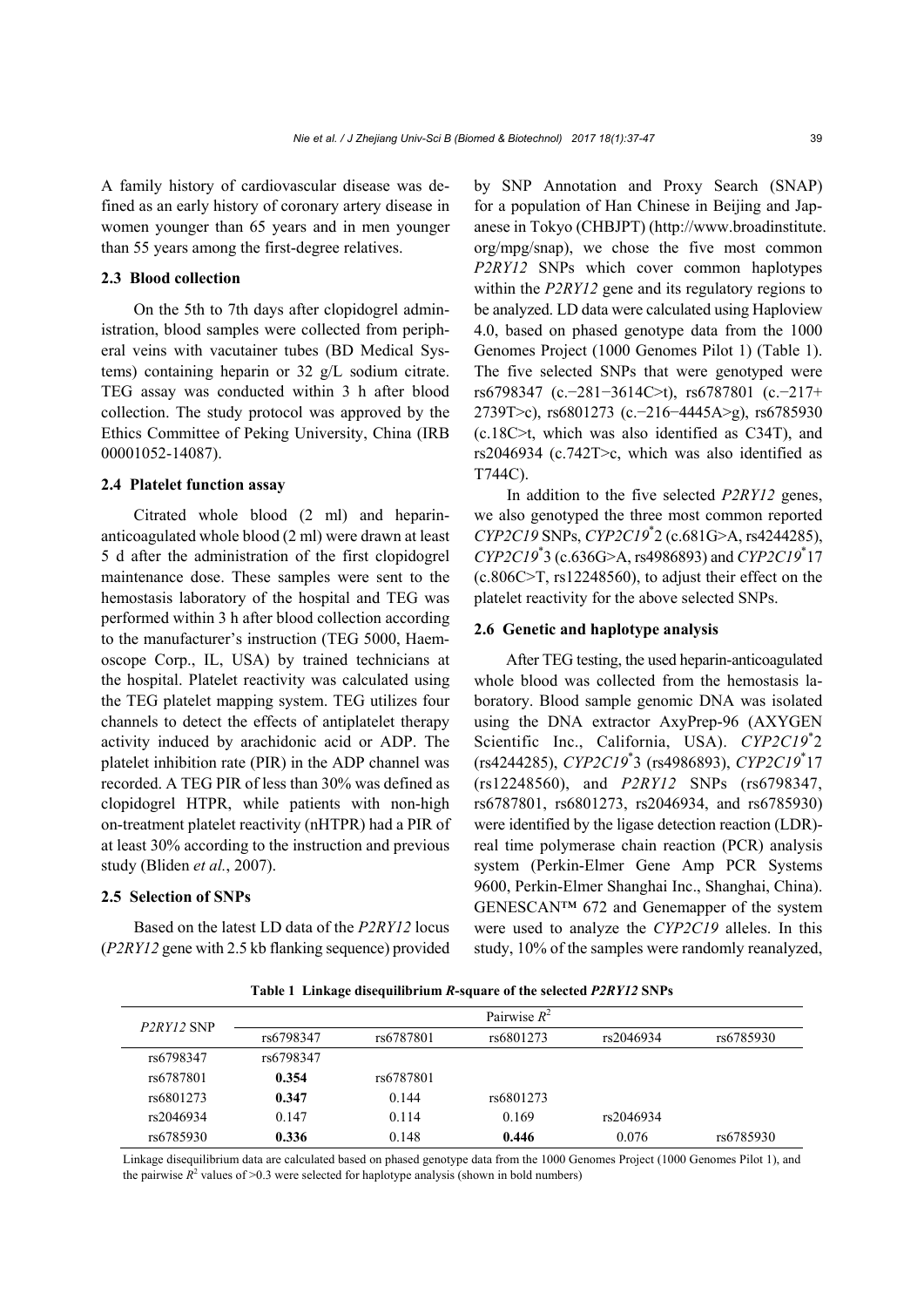A family history of cardiovascular disease was defined as an early history of coronary artery disease in women younger than 65 years and in men younger than 55 years among the first-degree relatives.

### 2.3 Blood collection

On the 5th to 7th days after clopidogrel administration, blood samples were collected from peripheral veins with vacutainer tubes (BD Medical Systems) containing heparin or 32 g/L sodium citrate. TEG assay was conducted within 3 h after blood collection. The study protocol was approved by the Ethics Committee of Peking University, China (IRB 00001052-14087).

### 2.4 Platelet function assay

Citrated whole blood (2 ml) and heparin-anticoagulated whole blood (2 ml) were drawn at least 5 d after the administration of the first clopidogrel maintenance dose. These samples were sent to the hemostasis laboratory of the hospital and TEG was performed within 3 h after blood collection according to the manufacturer's instruction (TEG 5000, Haemoscope Corp., IL, USA) by trained technicians at the hospital. Platelet reactivity was calculated using the TEG platelet mapping system. TEG utilizes four channels to detect the effects of antiplatelet therapy activity induced by arachidonic acid or ADP. The platelet inhibition rate (PIR) in the ADP channel was recorded. A TEG PIR of less than 30% was defined as clopidogrel HTPR, while patients with non-high on-treatment platelet reactivity (nHTPR) had a PIR of at least 30% according to the instruction and previous study (Bliden *et al.*, 2007).

### 2.5 Selection of SNPs

Based on the latest LD data of the *P2RY12* locus (*P2RY12* gene with 2.5 kb flanking sequence) provided by SNP Annotation and Proxy Search (SNAP) for a population of Han Chinese in Beijing and Japanese in Tokyo (CHBJPT) (http://www.broadinstitute.org/mpg/snap), we chose the five most common *P2RY12* SNPs which cover common haplotypes within the *P2RY12* gene and its regulatory regions to be analyzed. LD data were calculated using Haploview 4.0, based on phased genotype data from the 1000 Genomes Project (1000 Genomes Pilot 1) (Table 1). The five selected SNPs that were genotyped were rs6798347 (c.−281−3614C>t), rs6787801 (c.−217+2739T>c), rs6801273 (c.−216−4445A>g), rs6785930 (c.18C>t, which was also identified as C34T), and rs2046934 (c.742T>c, which was also identified as T744C).

In addition to the five selected *P2RY12* genes, we also genotyped the three most common reported *CYP2C19* SNPs, *CYP2C19*\*2 (c.681G>A, rs4244285), *CYP2C19*\*3 (c.636G>A, rs4986893) and *CYP2C19*\*17 (c.806C>T, rs12248560), to adjust their effect on the platelet reactivity for the above selected SNPs.

### 2.6 Genetic and haplotype analysis

After TEG testing, the used heparin-anticoagulated whole blood was collected from the hemostasis laboratory. Blood sample genomic DNA was isolated using the DNA extractor AxyPrep-96 (AXYGEN Scientific Inc., California, USA). *CYP2C19*\*2 (rs4244285), *CYP2C19*\*3 (rs4986893), *CYP2C19*\*17 (rs12248560), and *P2RY12* SNPs (rs6798347, rs6787801, rs6801273, rs2046934, and rs6785930) were identified by the ligase detection reaction (LDR)-real time polymerase chain reaction (PCR) analysis system (Perkin-Elmer Gene Amp PCR Systems 9600, Perkin-Elmer Shanghai Inc., Shanghai, China). GENESCAN™ 672 and Genemapper of the system were used to analyze the *CYP2C19* alleles. In this study, 10% of the samples were randomly reanalyzed,

**Table 1 Linkage disequilibrium *R*-square of the selected *P2RY12* SNPs**

| *P2RY12* SNP | Pairwise $R^2$ | | | | |
|---|---|---|---|---|---|
| | rs6798347 | rs6787801 | rs6801273 | rs2046934 | rs6785930 |
| rs6798347 | rs6798347 | | | | |
| rs6787801 | **0.354** | rs6787801 | | | |
| rs6801273 | **0.347** | 0.144 | rs6801273 | | |
| rs2046934 | 0.147 | 0.114 | 0.169 | rs2046934 | |
| rs6785930 | **0.336** | 0.148 | **0.446** | 0.076 | rs6785930 |

Linkage disequilibrium data are calculated based on phased genotype data from the 1000 Genomes Project (1000 Genomes Pilot 1), and the pairwise $R^2$ values of >0.3 were selected for haplotype analysis (shown in bold numbers)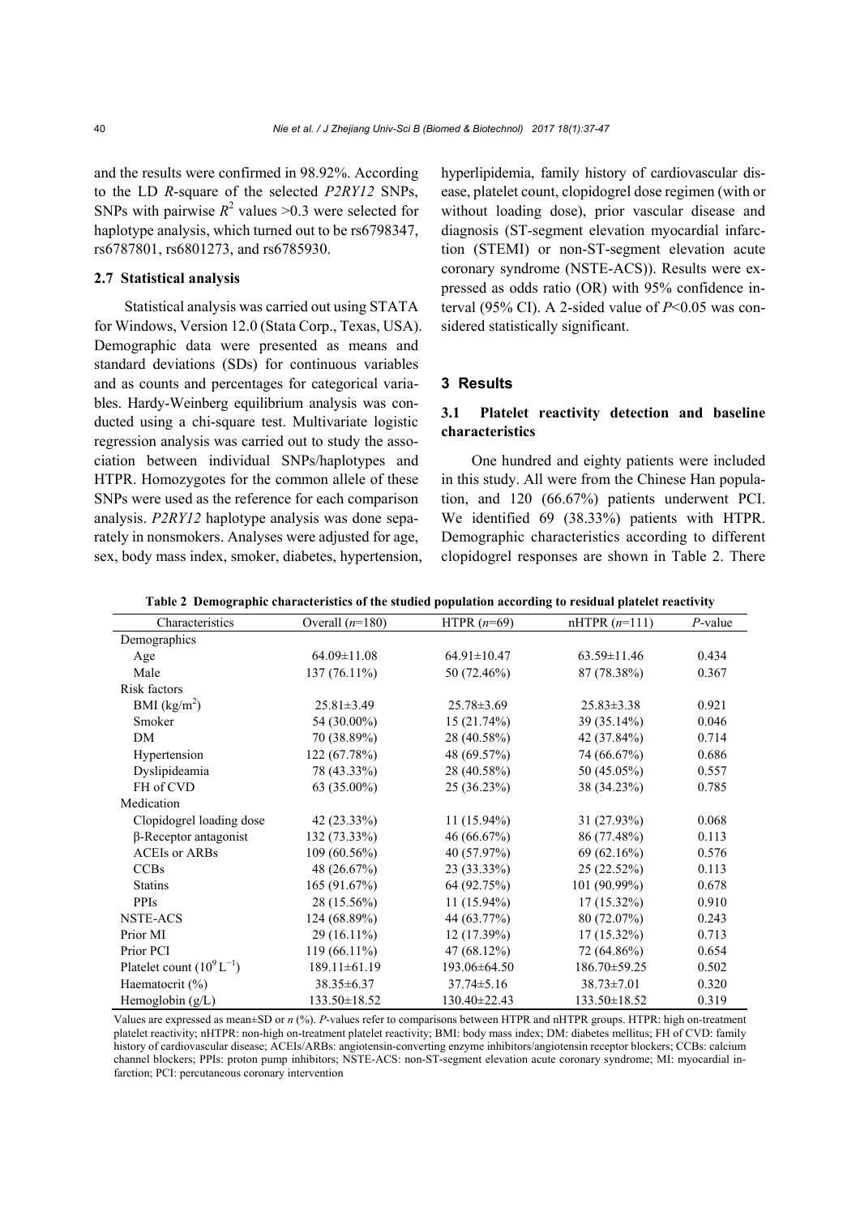and the results were confirmed in 98.92%. According to the LD $R$-square of the selected *P2RY12* SNPs, SNPs with pairwise $R^2$ values >0.3 were selected for haplotype analysis, which turned out to be rs6798347, rs6787801, rs6801273, and rs6785930.

### 2.7 Statistical analysis

Statistical analysis was carried out using STATA for Windows, Version 12.0 (Stata Corp., Texas, USA). Demographic data were presented as means and standard deviations (SDs) for continuous variables and as counts and percentages for categorical variables. Hardy-Weinberg equilibrium analysis was conducted using a chi-square test. Multivariate logistic regression analysis was carried out to study the association between individual SNPs/haplotypes and HTPR. Homozygotes for the common allele of these SNPs were used as the reference for each comparison analysis. *P2RY12* haplotype analysis was done separately in nonsmokers. Analyses were adjusted for age, sex, body mass index, smoker, diabetes, hypertension, hyperlipidemia, family history of cardiovascular disease, platelet count, clopidogrel dose regimen (with or without loading dose), prior vascular disease and diagnosis (ST-segment elevation myocardial infarction (STEMI) or non-ST-segment elevation acute coronary syndrome (NSTE-ACS)). Results were expressed as odds ratio (OR) with 95% confidence interval (95% CI). A 2-sided value of $P<0.05$ was considered statistically significant.

## 3 Results

### 3.1 Platelet reactivity detection and baseline characteristics

One hundred and eighty patients were included in this study. All were from the Chinese Han population, and 120 (66.67%) patients underwent PCI. We identified 69 (38.33%) patients with HTPR. Demographic characteristics according to different clopidogrel responses are shown in Table 2. There

**Table 2 Demographic characteristics of the studied population according to residual platelet reactivity**

| Characteristics | Overall ($n$=180) | HTPR ($n$=69) | nHTPR ($n$=111) | $P$-value |
|---|---|---|---|---|
| Demographics | | | | |
| Age | 64.09±11.08 | 64.91±10.47 | 63.59±11.46 | 0.434 |
| Male | 137 (76.11%) | 50 (72.46%) | 87 (78.38%) | 0.367 |
| Risk factors | | | | |
| BMI (kg/m$^2$) | 25.81±3.49 | 25.78±3.69 | 25.83±3.38 | 0.921 |
| Smoker | 54 (30.00%) | 15 (21.74%) | 39 (35.14%) | 0.046 |
| DM | 70 (38.89%) | 28 (40.58%) | 42 (37.84%) | 0.714 |
| Hypertension | 122 (67.78%) | 48 (69.57%) | 74 (66.67%) | 0.686 |
| Dyslipideamia | 78 (43.33%) | 28 (40.58%) | 50 (45.05%) | 0.557 |
| FH of CVD | 63 (35.00%) | 25 (36.23%) | 38 (34.23%) | 0.785 |
| Medication | | | | |
| Clopidogrel loading dose | 42 (23.33%) | 11 (15.94%) | 31 (27.93%) | 0.068 |
| β-Receptor antagonist | 132 (73.33%) | 46 (66.67%) | 86 (77.48%) | 0.113 |
| ACEIs or ARBs | 109 (60.56%) | 40 (57.97%) | 69 (62.16%) | 0.576 |
| CCBs | 48 (26.67%) | 23 (33.33%) | 25 (22.52%) | 0.113 |
| Statins | 165 (91.67%) | 64 (92.75%) | 101 (90.99%) | 0.678 |
| PPIs | 28 (15.56%) | 11 (15.94%) | 17 (15.32%) | 0.910 |
| NSTE-ACS | 124 (68.89%) | 44 (63.77%) | 80 (72.07%) | 0.243 |
| Prior MI | 29 (16.11%) | 12 (17.39%) | 17 (15.32%) | 0.713 |
| Prior PCI | 119 (66.11%) | 47 (68.12%) | 72 (64.86%) | 0.654 |
| Platelet count ($10^9$ L$^{-1}$) | 189.11±61.19 | 193.06±64.50 | 186.70±59.25 | 0.502 |
| Haematocrit (%) | 38.35±6.37 | 37.74±5.16 | 38.73±7.01 | 0.320 |
| Hemoglobin (g/L) | 133.50±18.52 | 130.40±22.43 | 133.50±18.52 | 0.319 |

Values are expressed as mean±SD or $n$ (%). $P$-values refer to comparisons between HTPR and nHTPR groups. HTPR: high on-treatment platelet reactivity; nHTPR: non-high on-treatment platelet reactivity; BMI: body mass index; DM: diabetes mellitus; FH of CVD: family history of cardiovascular disease; ACEIs/ARBs: angiotensin-converting enzyme inhibitors/angiotensin receptor blockers; CCBs: calcium channel blockers; PPIs: proton pump inhibitors; NSTE-ACS: non-ST-segment elevation acute coronary syndrome; MI: myocardial infarction; PCI: percutaneous coronary intervention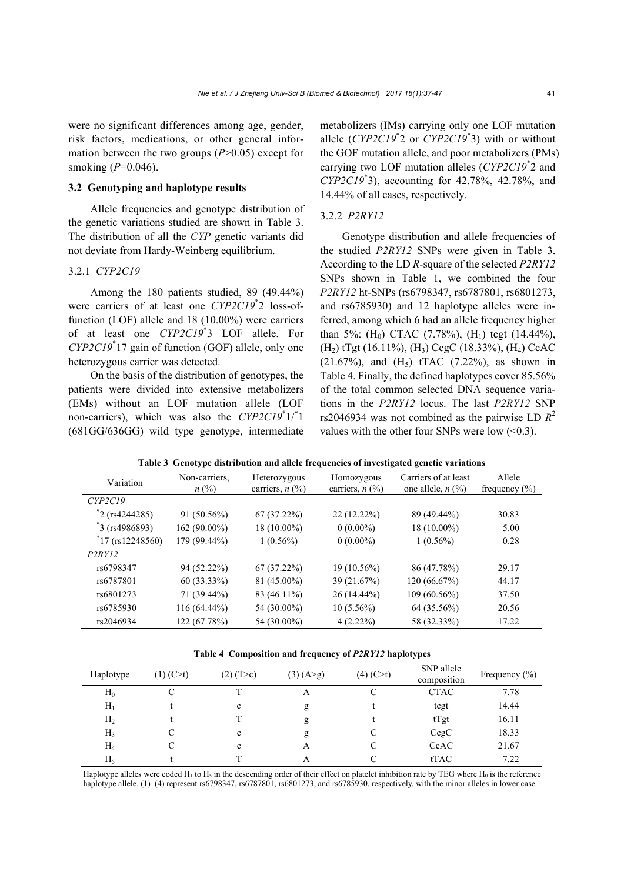were no significant differences among age, gender, risk factors, medications, or other general information between the two groups ($P$>0.05) except for smoking ($P$=0.046).

### 3.2 Genotyping and haplotype results

Allele frequencies and genotype distribution of the genetic variations studied are shown in Table 3. The distribution of all the *CYP* genetic variants did not deviate from Hardy-Weinberg equilibrium.

#### 3.2.1 *CYP2C19*

Among the 180 patients studied, 89 (49.44%) were carriers of at least one *CYP2C19**2 loss-of-function (LOF) allele and 18 (10.00%) were carriers of at least one *CYP2C19**3 LOF allele. For *CYP2C19**17 gain of function (GOF) allele, only one heterozygous carrier was detected.

On the basis of the distribution of genotypes, the patients were divided into extensive metabolizers (EMs) without an LOF mutation allele (LOF non-carriers), which was also the *CYP2C19**1/*1 (681GG/636GG) wild type genotype, intermediate metabolizers (IMs) carrying only one LOF mutation allele (*CYP2C19**2 or *CYP2C19**3) with or without the GOF mutation allele, and poor metabolizers (PMs) carrying two LOF mutation alleles (*CYP2C19**2 and *CYP2C19**3), accounting for 42.78%, 42.78%, and 14.44% of all cases, respectively.

#### 3.2.2 *P2RY12*

Genotype distribution and allele frequencies of the studied *P2RY12* SNPs were given in Table 3. According to the LD *R*-square of the selected *P2RY12* SNPs shown in Table 1, we combined the four *P2RY12* ht-SNPs (rs6798347, rs6787801, rs6801273, and rs6785930) and 12 haplotype alleles were inferred, among which 6 had an allele frequency higher than 5%: ($H_0$) CTAC (7.78%), ($H_1$) tcgt (14.44%), ($H_2$) tTgt (16.11%), ($H_3$) CcgC (18.33%), ($H_4$) CcAC (21.67%), and ($H_5$) tTAC (7.22%), as shown in Table 4. Finally, the defined haplotypes cover 85.56% of the total common selected DNA sequence variations in the *P2RY12* locus. The last *P2RY12* SNP rs2046934 was not combined as the pairwise LD $R^2$ values with the other four SNPs were low (<0.3).

**Table 3 Genotype distribution and allele frequencies of investigated genetic variations**

| Variation | Non-carriers, *n* (%) | Heterozygous carriers, *n* (%) | Homozygous carriers, *n* (%) | Carriers of at least one allele, *n* (%) | Allele frequency (%) |
|---|---|---|---|---|---|
| *CYP2C19* | | | | | |
| *2 (rs4244285) | 91 (50.56%) | 67 (37.22%) | 22 (12.22%) | 89 (49.44%) | 30.83 |
| *3 (rs4986893) | 162 (90.00%) | 18 (10.00%) | 0 (0.00%) | 18 (10.00%) | 5.00 |
| *17 (rs12248560) | 179 (99.44%) | 1 (0.56%) | 0 (0.00%) | 1 (0.56%) | 0.28 |
| *P2RY12* | | | | | |
| rs6798347 | 94 (52.22%) | 67 (37.22%) | 19 (10.56%) | 86 (47.78%) | 29.17 |
| rs6787801 | 60 (33.33%) | 81 (45.00%) | 39 (21.67%) | 120 (66.67%) | 44.17 |
| rs6801273 | 71 (39.44%) | 83 (46.11%) | 26 (14.44%) | 109 (60.56%) | 37.50 |
| rs6785930 | 116 (64.44%) | 54 (30.00%) | 10 (5.56%) | 64 (35.56%) | 20.56 |
| rs2046934 | 122 (67.78%) | 54 (30.00%) | 4 (2.22%) | 58 (32.33%) | 17.22 |

**Table 4 Composition and frequency of *P2RY12* haplotypes**

| Haplotype | (1) (C>t) | (2) (T>c) | (3) (A>g) | (4) (C>t) | SNP allele composition | Frequency (%) |
|---|---|---|---|---|---|---|
| $H_0$ | C | T | A | C | CTAC | 7.78 |
| $H_1$ | t | c | g | t | tcgt | 14.44 |
| $H_2$ | t | T | g | t | tTgt | 16.11 |
| $H_3$ | C | c | g | C | CcgC | 18.33 |
| $H_4$ | C | c | A | C | CcAC | 21.67 |
| $H_5$ | t | T | A | C | tTAC | 7.22 |

Haplotype alleles were coded $H_1$ to $H_5$ in the descending order of their effect on platelet inhibition rate by TEG where $H_0$ is the reference haplotype allele. (1)–(4) represent rs6798347, rs6787801, rs6801273, and rs6785930, respectively, with the minor alleles in lower case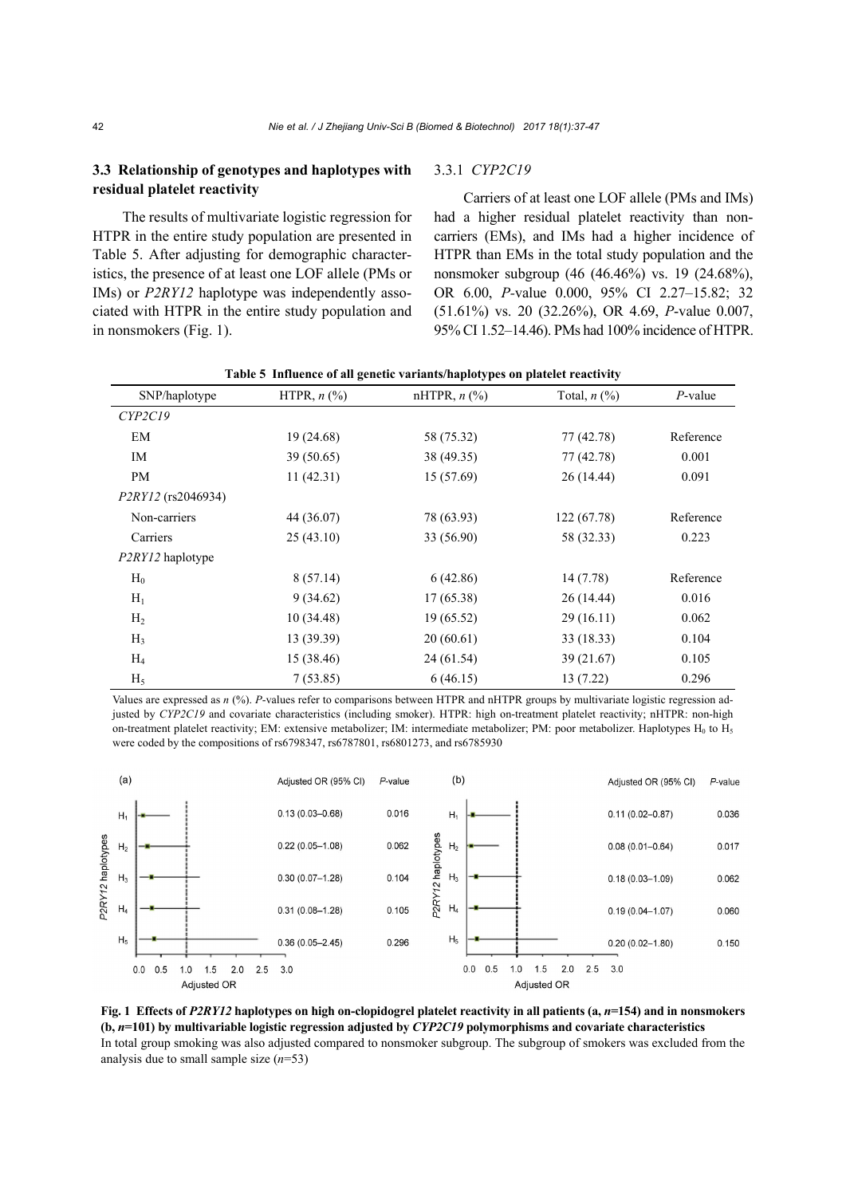### 3.3 Relationship of genotypes and haplotypes with residual platelet reactivity

The results of multivariate logistic regression for HTPR in the entire study population are presented in Table 5. After adjusting for demographic characteristics, the presence of at least one LOF allele (PMs or IMs) or *P2RY12* haplotype was independently associated with HTPR in the entire study population and in nonsmokers (Fig. 1).

#### 3.3.1 *CYP2C19*

Carriers of at least one LOF allele (PMs and IMs) had a higher residual platelet reactivity than non-carriers (EMs), and IMs had a higher incidence of HTPR than EMs in the total study population and the nonsmoker subgroup (46 (46.46%) vs. 19 (24.68%), OR 6.00, *P*-value 0.000, 95% CI 2.27–15.82; 32 (51.61%) vs. 20 (32.26%), OR 4.69, *P*-value 0.007, 95% CI 1.52–14.46). PMs had 100% incidence of HTPR.

**Table 5 Influence of all genetic variants/haplotypes on platelet reactivity**

| SNP/haplotype | HTPR, *n* (%) | nHTPR, *n* (%) | Total, *n* (%) | *P*-value |
|---|---|---|---|---|
| *CYP2C19* | | | | |
| EM | 19 (24.68) | 58 (75.32) | 77 (42.78) | Reference |
| IM | 39 (50.65) | 38 (49.35) | 77 (42.78) | 0.001 |
| PM | 11 (42.31) | 15 (57.69) | 26 (14.44) | 0.091 |
| *P2RY12* (rs2046934) | | | | |
| Non-carriers | 44 (36.07) | 78 (63.93) | 122 (67.78) | Reference |
| Carriers | 25 (43.10) | 33 (56.90) | 58 (32.33) | 0.223 |
| *P2RY12* haplotype | | | | |
| $H_0$ | 8 (57.14) | 6 (42.86) | 14 (7.78) | Reference |
| $H_1$ | 9 (34.62) | 17 (65.38) | 26 (14.44) | 0.016 |
| $H_2$ | 10 (34.48) | 19 (65.52) | 29 (16.11) | 0.062 |
| $H_3$ | 13 (39.39) | 20 (60.61) | 33 (18.33) | 0.104 |
| $H_4$ | 15 (38.46) | 24 (61.54) | 39 (21.67) | 0.105 |
| $H_5$ | 7 (53.85) | 6 (46.15) | 13 (7.22) | 0.296 |

Values are expressed as *n* (%). *P*-values refer to comparisons between HTPR and nHTPR groups by multivariate logistic regression adjusted by *CYP2C19* and covariate characteristics (including smoker). HTPR: high on-treatment platelet reactivity; nHTPR: non-high on-treatment platelet reactivity; EM: extensive metabolizer; IM: intermediate metabolizer; PM: poor metabolizer. Haplotypes $H_0$ to $H_5$ were coded by the compositions of rs6798347, rs6787801, rs6801273, and rs6785930

**Fig. 1 Effects of *P2RY12* haplotypes on high on-clopidogrel platelet reactivity in all patients (a, *n*=154) and in nonsmokers (b, *n*=101) by multivariable logistic regression adjusted by *CYP2C19* polymorphisms and covariate characteristics**
In total group smoking was also adjusted compared to nonsmoker subgroup. The subgroup of smokers was excluded from the analysis due to small sample size (*n*=53)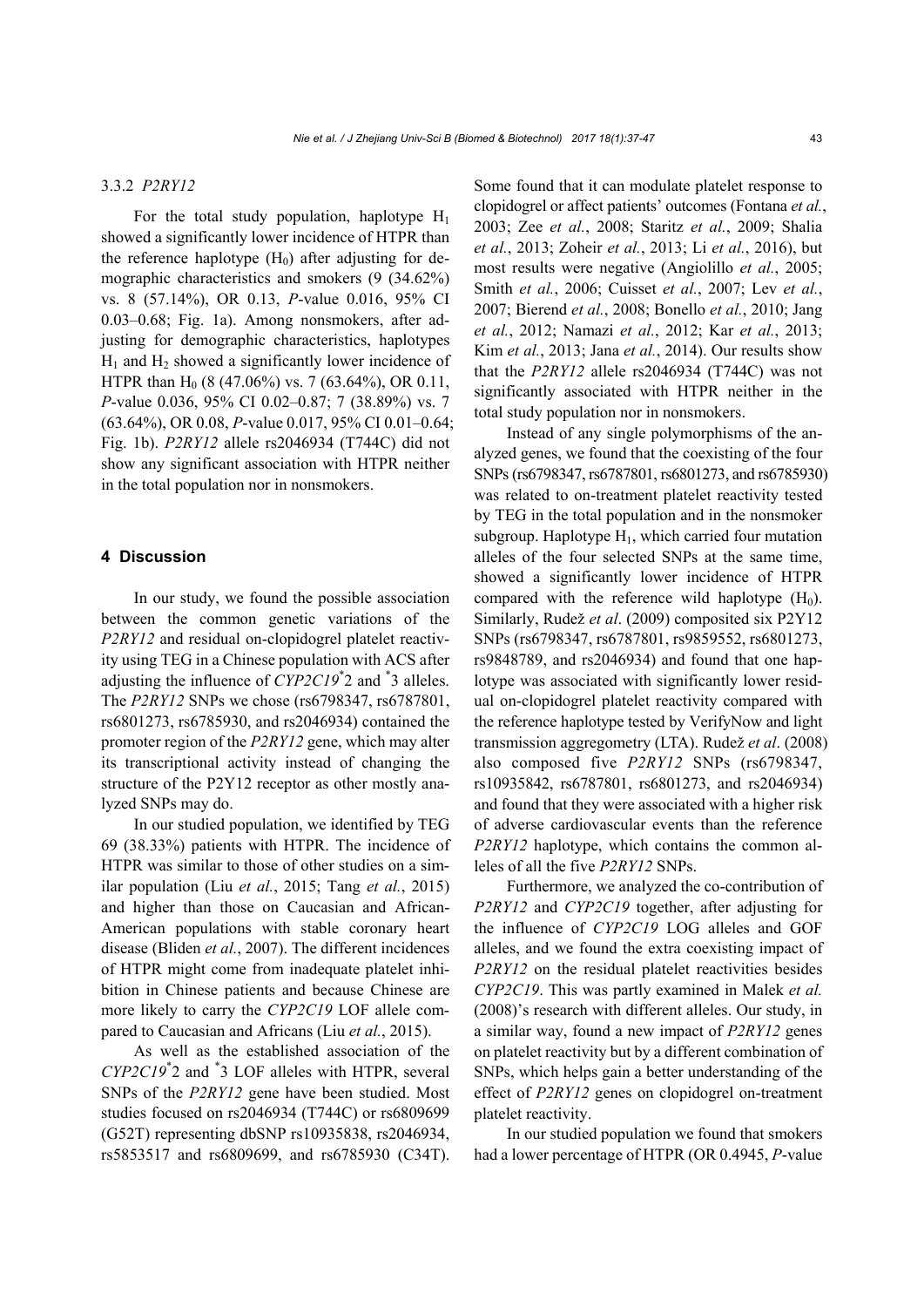### 3.3.2 *P2RY12*

For the total study population, haplotype $H_1$ showed a significantly lower incidence of HTPR than the reference haplotype ($H_0$) after adjusting for demographic characteristics and smokers (9 (34.62%) vs. 8 (57.14%), OR 0.13, *P*-value 0.016, 95% CI 0.03–0.68; Fig. 1a). Among nonsmokers, after adjusting for demographic characteristics, haplotypes $H_1$ and $H_2$ showed a significantly lower incidence of HTPR than $H_0$ (8 (47.06%) vs. 7 (63.64%), OR 0.11, *P*-value 0.036, 95% CI 0.02–0.87; 7 (38.89%) vs. 7 (63.64%), OR 0.08, *P*-value 0.017, 95% CI 0.01–0.64; Fig. 1b). *P2RY12* allele rs2046934 (T744C) did not show any significant association with HTPR neither in the total population nor in nonsmokers.

## 4 Discussion

In our study, we found the possible association between the common genetic variations of the *P2RY12* and residual on-clopidogrel platelet reactivity using TEG in a Chinese population with ACS after adjusting the influence of *CYP2C19*\*2 and \*3 alleles. The *P2RY12* SNPs we chose (rs6798347, rs6787801, rs6801273, rs6785930, and rs2046934) contained the promoter region of the *P2RY12* gene, which may alter its transcriptional activity instead of changing the structure of the P2Y12 receptor as other mostly analyzed SNPs may do.

In our studied population, we identified by TEG 69 (38.33%) patients with HTPR. The incidence of HTPR was similar to those of other studies on a similar population (Liu *et al.*, 2015; Tang *et al.*, 2015) and higher than those on Caucasian and African-American populations with stable coronary heart disease (Bliden *et al.*, 2007). The different incidences of HTPR might come from inadequate platelet inhibition in Chinese patients and because Chinese are more likely to carry the *CYP2C19* LOF allele compared to Caucasian and Africans (Liu *et al.*, 2015).

As well as the established association of the *CYP2C19*\*2 and \*3 LOF alleles with HTPR, several SNPs of the *P2RY12* gene have been studied. Most studies focused on rs2046934 (T744C) or rs6809699 (G52T) representing dbSNP rs10935838, rs2046934, rs5853517 and rs6809699, and rs6785930 (C34T). Some found that it can modulate platelet response to clopidogrel or affect patients' outcomes (Fontana *et al.*, 2003; Zee *et al.*, 2008; Staritz *et al.*, 2009; Shalia *et al.*, 2013; Zoheir *et al.*, 2013; Li *et al.*, 2016), but most results were negative (Angiolillo *et al.*, 2005; Smith *et al.*, 2006; Cuisset *et al.*, 2007; Lev *et al.*, 2007; Bierend *et al.*, 2008; Bonello *et al.*, 2010; Jang *et al.*, 2012; Namazi *et al.*, 2012; Kar *et al.*, 2013; Kim *et al.*, 2013; Jana *et al.*, 2014). Our results show that the *P2RY12* allele rs2046934 (T744C) was not significantly associated with HTPR neither in the total study population nor in nonsmokers.

Instead of any single polymorphisms of the analyzed genes, we found that the coexisting of the four SNPs (rs6798347, rs6787801, rs6801273, and rs6785930) was related to on-treatment platelet reactivity tested by TEG in the total population and in the nonsmoker subgroup. Haplotype $H_1$, which carried four mutation alleles of the four selected SNPs at the same time, showed a significantly lower incidence of HTPR compared with the reference wild haplotype ($H_0$). Similarly, Rudež *et al*. (2009) composited six P2Y12 SNPs (rs6798347, rs6787801, rs9859552, rs6801273, rs9848789, and rs2046934) and found that one haplotype was associated with significantly lower residual on-clopidogrel platelet reactivity compared with the reference haplotype tested by VerifyNow and light transmission aggregometry (LTA). Rudež *et al*. (2008) also composed five *P2RY12* SNPs (rs6798347, rs10935842, rs6787801, rs6801273, and rs2046934) and found that they were associated with a higher risk of adverse cardiovascular events than the reference *P2RY12* haplotype, which contains the common alleles of all the five *P2RY12* SNPs.

Furthermore, we analyzed the co-contribution of *P2RY12* and *CYP2C19* together, after adjusting for the influence of *CYP2C19* LOG alleles and GOF alleles, and we found the extra coexisting impact of *P2RY12* on the residual platelet reactivities besides *CYP2C19*. This was partly examined in Malek *et al.* (2008)'s research with different alleles. Our study, in a similar way, found a new impact of *P2RY12* genes on platelet reactivity but by a different combination of SNPs, which helps gain a better understanding of the effect of *P2RY12* genes on clopidogrel on-treatment platelet reactivity.

In our studied population we found that smokers had a lower percentage of HTPR (OR 0.4945, *P*-value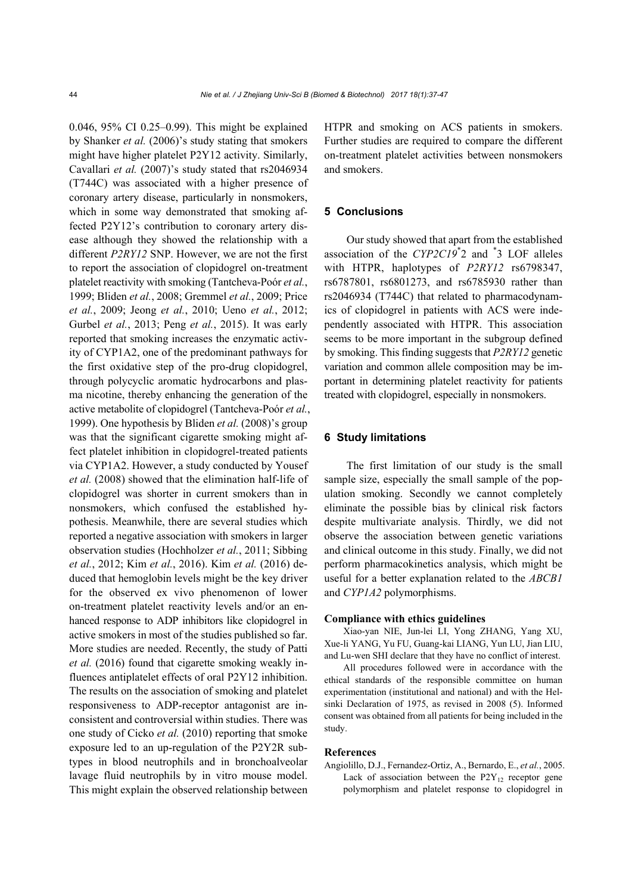0.046, 95% CI 0.25–0.99). This might be explained by Shanker *et al.* (2006)'s study stating that smokers might have higher platelet P2Y12 activity. Similarly, Cavallari *et al.* (2007)'s study stated that rs2046934 (T744C) was associated with a higher presence of coronary artery disease, particularly in nonsmokers, which in some way demonstrated that smoking affected P2Y12's contribution to coronary artery disease although they showed the relationship with a different *P2RY12* SNP. However, we are not the first to report the association of clopidogrel on-treatment platelet reactivity with smoking (Tantcheva-Poór *et al.*, 1999; Bliden *et al.*, 2008; Gremmel *et al.*, 2009; Price *et al.*, 2009; Jeong *et al.*, 2010; Ueno *et al.*, 2012; Gurbel *et al.*, 2013; Peng *et al.*, 2015). It was early reported that smoking increases the enzymatic activity of CYP1A2, one of the predominant pathways for the first oxidative step of the pro-drug clopidogrel, through polycyclic aromatic hydrocarbons and plasma nicotine, thereby enhancing the generation of the active metabolite of clopidogrel (Tantcheva-Poór *et al.*, 1999). One hypothesis by Bliden *et al.* (2008)'s group was that the significant cigarette smoking might affect platelet inhibition in clopidogrel-treated patients via CYP1A2. However, a study conducted by Yousef *et al.* (2008) showed that the elimination half-life of clopidogrel was shorter in current smokers than in nonsmokers, which confused the established hypothesis. Meanwhile, there are several studies which reported a negative association with smokers in larger observation studies (Hochholzer *et al.*, 2011; Sibbing *et al.*, 2012; Kim *et al.*, 2016). Kim *et al.* (2016) deduced that hemoglobin levels might be the key driver for the observed ex vivo phenomenon of lower on-treatment platelet reactivity levels and/or an enhanced response to ADP inhibitors like clopidogrel in active smokers in most of the studies published so far. More studies are needed. Recently, the study of Patti *et al.* (2016) found that cigarette smoking weakly influences antiplatelet effects of oral P2Y12 inhibition. The results on the association of smoking and platelet responsiveness to ADP-receptor antagonist are inconsistent and controversial within studies. There was one study of Cicko *et al.* (2010) reporting that smoke exposure led to an up-regulation of the P2Y2R subtypes in blood neutrophils and in bronchoalveolar lavage fluid neutrophils by in vitro mouse model. This might explain the observed relationship between HTPR and smoking on ACS patients in smokers. Further studies are required to compare the different on-treatment platelet activities between nonsmokers and smokers.

## 5 Conclusions

Our study showed that apart from the established association of the *CYP2C19**2 and *3 LOF alleles with HTPR, haplotypes of *P2RY12* rs6798347, rs6787801, rs6801273, and rs6785930 rather than rs2046934 (T744C) that related to pharmacodynamics of clopidogrel in patients with ACS were independently associated with HTPR. This association seems to be more important in the subgroup defined by smoking. This finding suggests that *P2RY12* genetic variation and common allele composition may be important in determining platelet reactivity for patients treated with clopidogrel, especially in nonsmokers.

## 6 Study limitations

The first limitation of our study is the small sample size, especially the small sample of the population smoking. Secondly we cannot completely eliminate the possible bias by clinical risk factors despite multivariate analysis. Thirdly, we did not observe the association between genetic variations and clinical outcome in this study. Finally, we did not perform pharmacokinetics analysis, which might be useful for a better explanation related to the *ABCB1* and *CYP1A2* polymorphisms.

### Compliance with ethics guidelines

Xiao-yan NIE, Jun-lei LI, Yong ZHANG, Yang XU, Xue-li YANG, Yu FU, Guang-kai LIANG, Yun LU, Jian LIU, and Lu-wen SHI declare that they have no conflict of interest.

All procedures followed were in accordance with the ethical standards of the responsible committee on human experimentation (institutional and national) and with the Helsinki Declaration of 1975, as revised in 2008 (5). Informed consent was obtained from all patients for being included in the study.

### References

Angiolillo, D.J., Fernandez-Ortiz, A., Bernardo, E., *et al.*, 2005. Lack of association between the $P2Y_{12}$ receptor gene polymorphism and platelet response to clopidogrel in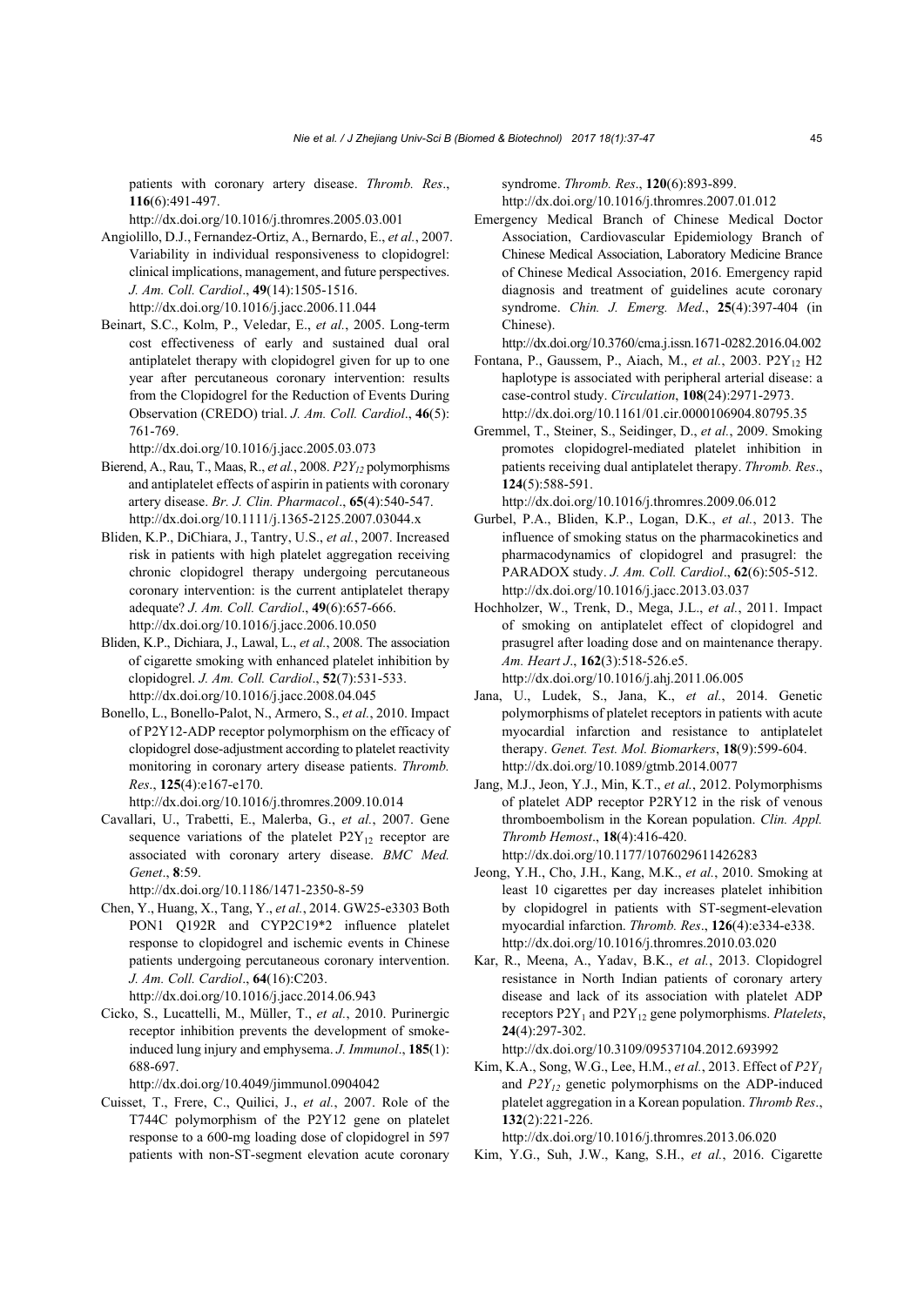patients with coronary artery disease. *Thromb. Res*., **116**(6):491-497.
http://dx.doi.org/10.1016/j.thromres.2005.03.001

Angiolillo, D.J., Fernandez-Ortiz, A., Bernardo, E., *et al.*, 2007. Variability in individual responsiveness to clopidogrel: clinical implications, management, and future perspectives. *J. Am. Coll. Cardiol*., **49**(14):1505-1516.
http://dx.doi.org/10.1016/j.jacc.2006.11.044

Beinart, S.C., Kolm, P., Veledar, E., *et al.*, 2005. Long-term cost effectiveness of early and sustained dual oral antiplatelet therapy with clopidogrel given for up to one year after percutaneous coronary intervention: results from the Clopidogrel for the Reduction of Events During Observation (CREDO) trial. *J. Am. Coll. Cardiol*., **46**(5): 761-769.
http://dx.doi.org/10.1016/j.jacc.2005.03.073

Bierend, A., Rau, T., Maas, R., *et al.*, 2008. *$P2Y_{12}$* polymorphisms and antiplatelet effects of aspirin in patients with coronary artery disease. *Br. J. Clin. Pharmacol*., **65**(4):540-547.
http://dx.doi.org/10.1111/j.1365-2125.2007.03044.x

Bliden, K.P., DiChiara, J., Tantry, U.S., *et al.*, 2007. Increased risk in patients with high platelet aggregation receiving chronic clopidogrel therapy undergoing percutaneous coronary intervention: is the current antiplatelet therapy adequate? *J. Am. Coll. Cardiol*., **49**(6):657-666.
http://dx.doi.org/10.1016/j.jacc.2006.10.050

Bliden, K.P., Dichiara, J., Lawal, L., *et al.*, 2008. The association of cigarette smoking with enhanced platelet inhibition by clopidogrel. *J. Am. Coll. Cardiol*., **52**(7):531-533.
http://dx.doi.org/10.1016/j.jacc.2008.04.045

Bonello, L., Bonello-Palot, N., Armero, S., *et al.*, 2010. Impact of P2Y12-ADP receptor polymorphism on the efficacy of clopidogrel dose-adjustment according to platelet reactivity monitoring in coronary artery disease patients. *Thromb. Res*., **125**(4):e167-e170.
http://dx.doi.org/10.1016/j.thromres.2009.10.014

Cavallari, U., Trabetti, E., Malerba, G., *et al.*, 2007. Gene sequence variations of the platelet $P2Y_{12}$ receptor are associated with coronary artery disease. *BMC Med. Genet*., **8**:59.
http://dx.doi.org/10.1186/1471-2350-8-59

Chen, Y., Huang, X., Tang, Y., *et al.*, 2014. GW25-e3303 Both PON1 Q192R and CYP2C19*2 influence platelet response to clopidogrel and ischemic events in Chinese patients undergoing percutaneous coronary intervention. *J. Am. Coll. Cardiol*., **64**(16):C203.
http://dx.doi.org/10.1016/j.jacc.2014.06.943

Cicko, S., Lucattelli, M., Müller, T., *et al.*, 2010. Purinergic receptor inhibition prevents the development of smoke-induced lung injury and emphysema. *J. Immunol*., **185**(1): 688-697.
http://dx.doi.org/10.4049/jimmunol.0904042

Cuisset, T., Frere, C., Quilici, J., *et al.*, 2007. Role of the T744C polymorphism of the P2Y12 gene on platelet response to a 600-mg loading dose of clopidogrel in 597 patients with non-ST-segment elevation acute coronary syndrome. *Thromb. Res*., **120**(6):893-899.
http://dx.doi.org/10.1016/j.thromres.2007.01.012

Emergency Medical Branch of Chinese Medical Doctor Association, Cardiovascular Epidemiology Branch of Chinese Medical Association, Laboratory Medicine Brance of Chinese Medical Association, 2016. Emergency rapid diagnosis and treatment of guidelines acute coronary syndrome. *Chin. J. Emerg. Med*., **25**(4):397-404 (in Chinese).
http://dx.doi.org/10.3760/cma.j.issn.1671-0282.2016.04.002

Fontana, P., Gaussem, P., Aiach, M., *et al.*, 2003. $P2Y_{12}$ H2 haplotype is associated with peripheral arterial disease: a case-control study. *Circulation*, **108**(24):2971-2973.
http://dx.doi.org/10.1161/01.cir.0000106904.80795.35

Gremmel, T., Steiner, S., Seidinger, D., *et al.*, 2009. Smoking promotes clopidogrel-mediated platelet inhibition in patients receiving dual antiplatelet therapy. *Thromb. Res*., **124**(5):588-591.
http://dx.doi.org/10.1016/j.thromres.2009.06.012

Gurbel, P.A., Bliden, K.P., Logan, D.K., *et al.*, 2013. The influence of smoking status on the pharmacokinetics and pharmacodynamics of clopidogrel and prasugrel: the PARADOX study. *J. Am. Coll. Cardiol*., **62**(6):505-512.
http://dx.doi.org/10.1016/j.jacc.2013.03.037

Hochholzer, W., Trenk, D., Mega, J.L., *et al.*, 2011. Impact of smoking on antiplatelet effect of clopidogrel and prasugrel after loading dose and on maintenance therapy. *Am. Heart J*., **162**(3):518-526.e5.
http://dx.doi.org/10.1016/j.ahj.2011.06.005

Jana, U., Ludek, S., Jana, K., *et al*., 2014. Genetic polymorphisms of platelet receptors in patients with acute myocardial infarction and resistance to antiplatelet therapy. *Genet. Test. Mol. Biomarkers*, **18**(9):599-604.
http://dx.doi.org/10.1089/gtmb.2014.0077

Jang, M.J., Jeon, Y.J., Min, K.T., *et al.*, 2012. Polymorphisms of platelet ADP receptor P2RY12 in the risk of venous thromboembolism in the Korean population. *Clin. Appl. Thromb Hemost*., **18**(4):416-420.
http://dx.doi.org/10.1177/1076029611426283

Jeong, Y.H., Cho, J.H., Kang, M.K., *et al.*, 2010. Smoking at least 10 cigarettes per day increases platelet inhibition by clopidogrel in patients with ST-segment-elevation myocardial infarction. *Thromb. Res*., **126**(4):e334-e338.
http://dx.doi.org/10.1016/j.thromres.2010.03.020

Kar, R., Meena, A., Yadav, B.K., *et al.*, 2013. Clopidogrel resistance in North Indian patients of coronary artery disease and lack of its association with platelet ADP receptors $P2Y_1$ and $P2Y_{12}$ gene polymorphisms. *Platelets*, **24**(4):297-302.
http://dx.doi.org/10.3109/09537104.2012.693992

Kim, K.A., Song, W.G., Lee, H.M., *et al.*, 2013. Effect of *$P2Y_1$* and *$P2Y_{12}$* genetic polymorphisms on the ADP-induced platelet aggregation in a Korean population. *Thromb Res*., **132**(2):221-226.
http://dx.doi.org/10.1016/j.thromres.2013.06.020

Kim, Y.G., Suh, J.W., Kang, S.H., *et al.*, 2016. Cigarette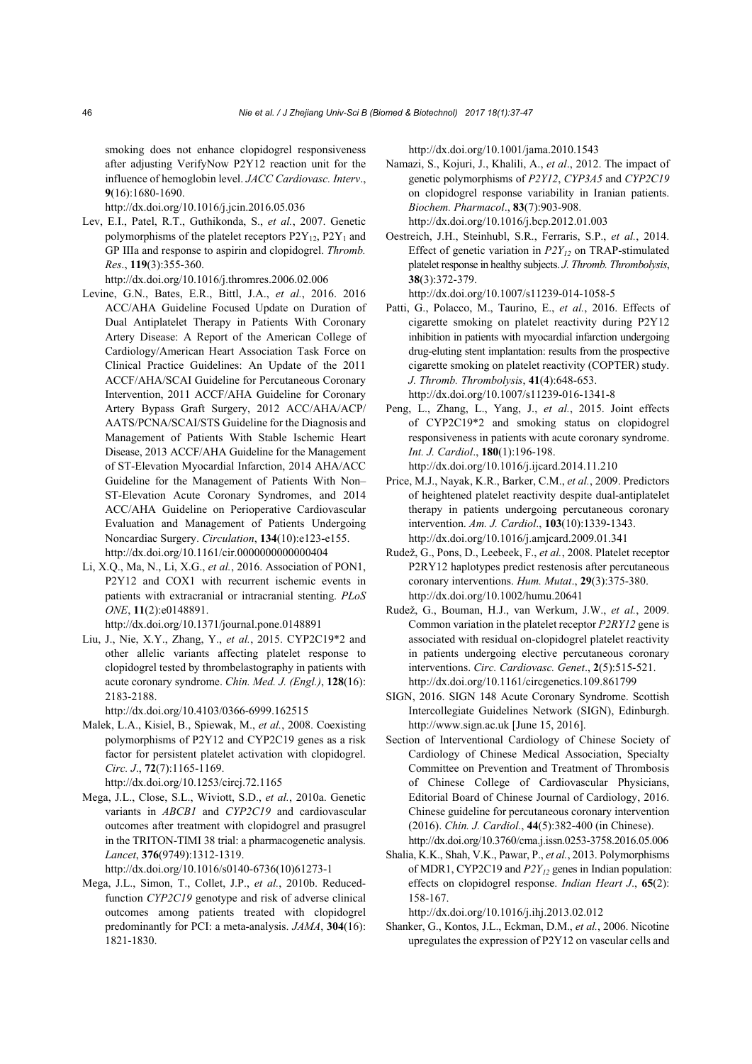smoking does not enhance clopidogrel responsiveness after adjusting VerifyNow P2Y12 reaction unit for the influence of hemoglobin level. *JACC Cardiovasc. Interv.*, **9**(16):1680-1690.
http://dx.doi.org/10.1016/j.jcin.2016.05.036

Lev, E.I., Patel, R.T., Guthikonda, S., *et al.*, 2007. Genetic polymorphisms of the platelet receptors $P2Y_{12}$, $P2Y_1$ and GP IIIa and response to aspirin and clopidogrel. *Thromb. Res.*, **119**(3):355-360.
http://dx.doi.org/10.1016/j.thromres.2006.02.006

Levine, G.N., Bates, E.R., Bittl, J.A., *et al.*, 2016. 2016 ACC/AHA Guideline Focused Update on Duration of Dual Antiplatelet Therapy in Patients With Coronary Artery Disease: A Report of the American College of Cardiology/American Heart Association Task Force on Clinical Practice Guidelines: An Update of the 2011 ACCF/AHA/SCAI Guideline for Percutaneous Coronary Intervention, 2011 ACCF/AHA Guideline for Coronary Artery Bypass Graft Surgery, 2012 ACC/AHA/ACP/AATS/PCNA/SCAI/STS Guideline for the Diagnosis and Management of Patients With Stable Ischemic Heart Disease, 2013 ACCF/AHA Guideline for the Management of ST-Elevation Myocardial Infarction, 2014 AHA/ACC Guideline for the Management of Patients With Non–ST-Elevation Acute Coronary Syndromes, and 2014 ACC/AHA Guideline on Perioperative Cardiovascular Evaluation and Management of Patients Undergoing Noncardiac Surgery. *Circulation*, **134**(10):e123-e155.
http://dx.doi.org/10.1161/cir.0000000000000404

Li, X.Q., Ma, N., Li, X.G., *et al.*, 2016. Association of PON1, P2Y12 and COX1 with recurrent ischemic events in patients with extracranial or intracranial stenting. *PLoS ONE*, **11**(2):e0148891.
http://dx.doi.org/10.1371/journal.pone.0148891

Liu, J., Nie, X.Y., Zhang, Y., *et al.*, 2015. CYP2C19*2 and other allelic variants affecting platelet response to clopidogrel tested by thrombelastography in patients with acute coronary syndrome. *Chin. Med. J. (Engl.)*, **128**(16): 2183-2188.
http://dx.doi.org/10.4103/0366-6999.162515

Malek, L.A., Kisiel, B., Spiewak, M., *et al.*, 2008. Coexisting polymorphisms of P2Y12 and CYP2C19 genes as a risk factor for persistent platelet activation with clopidogrel. *Circ. J.*, **72**(7):1165-1169.
http://dx.doi.org/10.1253/circj.72.1165

Mega, J.L., Close, S.L., Wiviott, S.D., *et al.*, 2010a. Genetic variants in *ABCB1* and *CYP2C19* and cardiovascular outcomes after treatment with clopidogrel and prasugrel in the TRITON-TIMI 38 trial: a pharmacogenetic analysis. *Lancet*, **376**(9749):1312-1319.
http://dx.doi.org/10.1016/s0140-6736(10)61273-1

Mega, J.L., Simon, T., Collet, J.P., *et al.*, 2010b. Reduced-function *CYP2C19* genotype and risk of adverse clinical outcomes among patients treated with clopidogrel predominantly for PCI: a meta-analysis. *JAMA*, **304**(16): 1821-1830.
http://dx.doi.org/10.1001/jama.2010.1543

Namazi, S., Kojuri, J., Khalili, A., *et al.*, 2012. The impact of genetic polymorphisms of *P2Y12*, *CYP3A5* and *CYP2C19* on clopidogrel response variability in Iranian patients. *Biochem. Pharmacol.*, **83**(7):903-908.
http://dx.doi.org/10.1016/j.bcp.2012.01.003

Oestreich, J.H., Steinhubl, S.R., Ferraris, S.P., *et al.*, 2014. Effect of genetic variation in $P2Y_{12}$ on TRAP-stimulated platelet response in healthy subjects. *J. Thromb. Thrombolysis*, **38**(3):372-379.
http://dx.doi.org/10.1007/s11239-014-1058-5

Patti, G., Polacco, M., Taurino, E., *et al.*, 2016. Effects of cigarette smoking on platelet reactivity during P2Y12 inhibition in patients with myocardial infarction undergoing drug-eluting stent implantation: results from the prospective cigarette smoking on platelet reactivity (COPTER) study. *J. Thromb. Thrombolysis*, **41**(4):648-653.
http://dx.doi.org/10.1007/s11239-016-1341-8

Peng, L., Zhang, L., Yang, J., *et al.*, 2015. Joint effects of CYP2C19*2 and smoking status on clopidogrel responsiveness in patients with acute coronary syndrome. *Int. J. Cardiol.*, **180**(1):196-198.
http://dx.doi.org/10.1016/j.ijcard.2014.11.210

Price, M.J., Nayak, K.R., Barker, C.M., *et al.*, 2009. Predictors of heightened platelet reactivity despite dual-antiplatelet therapy in patients undergoing percutaneous coronary intervention. *Am. J. Cardiol.*, **103**(10):1339-1343.
http://dx.doi.org/10.1016/j.amjcard.2009.01.341

Rudež, G., Pons, D., Leebeek, F., *et al.*, 2008. Platelet receptor P2RY12 haplotypes predict restenosis after percutaneous coronary interventions. *Hum. Mutat.*, **29**(3):375-380.
http://dx.doi.org/10.1002/humu.20641

Rudež, G., Bouman, H.J., van Werkum, J.W., *et al.*, 2009. Common variation in the platelet receptor *P2RY12* gene is associated with residual on-clopidogrel platelet reactivity in patients undergoing elective percutaneous coronary interventions. *Circ. Cardiovasc. Genet.*, **2**(5):515-521.
http://dx.doi.org/10.1161/circgenetics.109.861799

SIGN, 2016. SIGN 148 Acute Coronary Syndrome. Scottish Intercollegiate Guidelines Network (SIGN), Edinburgh. http://www.sign.ac.uk [June 15, 2016].

Section of Interventional Cardiology of Chinese Society of Cardiology of Chinese Medical Association, Specialty Committee on Prevention and Treatment of Thrombosis of Chinese College of Cardiovascular Physicians, Editorial Board of Chinese Journal of Cardiology, 2016. Chinese guideline for percutaneous coronary intervention (2016). *Chin. J. Cardiol.*, **44**(5):382-400 (in Chinese).
http://dx.doi.org/10.3760/cma.j.issn.0253-3758.2016.05.006

Shalia, K.K., Shah, V.K., Pawar, P., *et al.*, 2013. Polymorphisms of MDR1, CYP2C19 and $P2Y_{12}$ genes in Indian population: effects on clopidogrel response. *Indian Heart J.*, **65**(2): 158-167.
http://dx.doi.org/10.1016/j.ihj.2013.02.012

Shanker, G., Kontos, J.L., Eckman, D.M., *et al.*, 2006. Nicotine upregulates the expression of P2Y12 on vascular cells and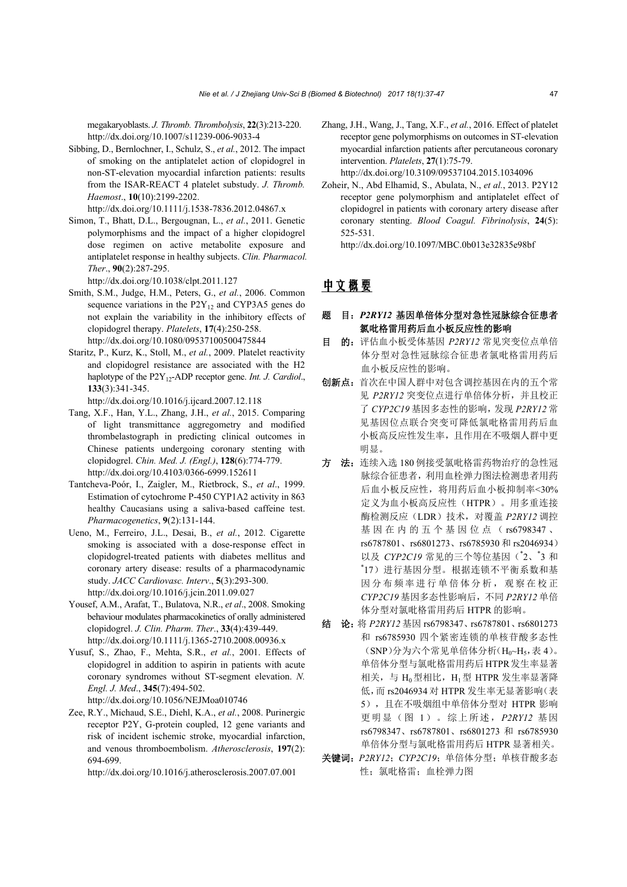megakaryoblasts. *J. Thromb. Thrombolysis*, **22**(3):213-220. http://dx.doi.org/10.1007/s11239-006-9033-4

Sibbing, D., Bernlochner, I., Schulz, S., *et al.*, 2012. The impact of smoking on the antiplatelet action of clopidogrel in non-ST-elevation myocardial infarction patients: results from the ISAR-REACT 4 platelet substudy. *J. Thromb. Haemost*., **10**(10):2199-2202. http://dx.doi.org/10.1111/j.1538-7836.2012.04867.x

Simon, T., Bhatt, D.L., Bergougnan, L., *et al.*, 2011. Genetic polymorphisms and the impact of a higher clopidogrel dose regimen on active metabolite exposure and antiplatelet response in healthy subjects. *Clin. Pharmacol. Ther*., **90**(2):287-295. http://dx.doi.org/10.1038/clpt.2011.127

Smith, S.M., Judge, H.M., Peters, G., *et al.*, 2006. Common sequence variations in the $P2Y_{12}$ and CYP3A5 genes do not explain the variability in the inhibitory effects of clopidogrel therapy. *Platelets*, **17**(4):250-258. http://dx.doi.org/10.1080/09537100500475844

Staritz, P., Kurz, K., Stoll, M., *et al.*, 2009. Platelet reactivity and clopidogrel resistance are associated with the H2 haplotype of the $P2Y_{12}$-ADP receptor gene. *Int. J. Cardiol*., **133**(3):341-345. http://dx.doi.org/10.1016/j.ijcard.2007.12.118

Tang, X.F., Han, Y.L., Zhang, J.H., *et al.*, 2015. Comparing of light transmittance aggregometry and modified thrombelastograph in predicting clinical outcomes in Chinese patients undergoing coronary stenting with clopidogrel. *Chin. Med. J. (Engl.)*, **128**(6):774-779. http://dx.doi.org/10.4103/0366-6999.152611

Tantcheva-Poór, I., Zaigler, M., Rietbrock, S., *et al*., 1999. Estimation of cytochrome P-450 CYP1A2 activity in 863 healthy Caucasians using a saliva-based caffeine test. *Pharmacogenetics*, **9**(2):131-144.

Ueno, M., Ferreiro, J.L., Desai, B., *et al.*, 2012. Cigarette smoking is associated with a dose-response effect in clopidogrel-treated patients with diabetes mellitus and coronary artery disease: results of a pharmacodynamic study. *JACC Cardiovasc. Interv*., **5**(3):293-300. http://dx.doi.org/10.1016/j.jcin.2011.09.027

Yousef, A.M., Arafat, T., Bulatova, N.R., *et al*., 2008. Smoking behaviour modulates pharmacokinetics of orally administered clopidogrel. *J. Clin. Pharm. Ther*., **33**(4):439-449. http://dx.doi.org/10.1111/j.1365-2710.2008.00936.x

Yusuf, S., Zhao, F., Mehta, S.R., *et al.*, 2001. Effects of clopidogrel in addition to aspirin in patients with acute coronary syndromes without ST-segment elevation. *N. Engl. J. Med*., **345**(7):494-502. http://dx.doi.org/10.1056/NEJMoa010746

Zee, R.Y., Michaud, S.E., Diehl, K.A., *et al.*, 2008. Purinergic receptor P2Y, G-protein coupled, 12 gene variants and risk of incident ischemic stroke, myocardial infarction, and venous thromboembolism. *Atherosclerosis*, **197**(2): 694-699. http://dx.doi.org/10.1016/j.atherosclerosis.2007.07.001

Zhang, J.H., Wang, J., Tang, X.F., *et al.*, 2016. Effect of platelet receptor gene polymorphisms on outcomes in ST-elevation myocardial infarction patients after percutaneous coronary intervention. *Platelets*, **27**(1):75-79. http://dx.doi.org/10.3109/09537104.2015.1034096

Zoheir, N., Abd Elhamid, S., Abulata, N., *et al.*, 2013. P2Y12 receptor gene polymorphism and antiplatelet effect of clopidogrel in patients with coronary artery disease after coronary stenting. *Blood Coagul. Fibrinolysis*, **24**(5): 525-531. http://dx.doi.org/10.1097/MBC.0b013e32835e98bf

## 中文概要

**题　目：*P2RY12* 基因单倍体分型对急性冠脉综合征患者氯吡格雷用药后血小板反应性的影响**

**目　的：**评估血小板受体基因 *P2RY12* 常见突变位点单倍体分型对急性冠脉综合征患者氯吡格雷用药后血小板反应性的影响。

**创新点：**首次在中国人群中对包含调控基因在内的五个常见 *P2RY12* 突变位点进行单倍体分析，并且校正了 *CYP2C19* 基因多态性的影响，发现 *P2RY12* 常见基因位点联合突变可降低氯吡格雷用药后血小板高反应性发生率，且作用在不吸烟人群中更明显。

**方　法：**连续入选 180 例接受氯吡格雷药物治疗的急性冠脉综合征患者，利用血栓弹力图法检测患者用药后血小板反应性，将用药后血小板抑制率<30% 定义为血小板高反应性（HTPR）。用多重连接酶检测反应（LDR）技术，对覆盖 *P2RY12* 调控基因在内的五个基因位点（rs6798347、rs6787801、rs6801273、rs6785930 和 rs2046934）以及 *CYP2C19* 常见的三个等位基因（\*2、\*3 和 \*17）进行基因分型。根据连锁不平衡系数和基因分布频率进行单倍体分析，观察在校正 *CYP2C19* 基因多态性影响后，不同 *P2RY12* 单倍体分型对氯吡格雷用药后 HTPR 的影响。

**结　论：**将 *P2RY12* 基因 rs6798347、rs6787801、rs6801273 和 rs6785930 四个紧密连锁的单核苷酸多态性（SNP）分为六个常见单倍体分析（$H_0$~$H_5$，表 4）。单倍体分型与氯吡格雷用药后 HTPR 发生率显著相关，与 $H_0$ 型相比，$H_1$ 型 HTPR 发生率显著降低，而 rs2046934 对 HTPR 发生率无显著影响（表 5），且在不吸烟组中单倍体分型对 HTPR 影响更明显（图 1）。综上所述，*P2RY12* 基因 rs6798347、rs6787801、rs6801273 和 rs6785930 单倍体分型与氯吡格雷用药后 HTPR 显著相关。

**关键词：***P2RY12*；*CYP2C19*；单倍体分型；单核苷酸多态性；氯吡格雷；血栓弹力图